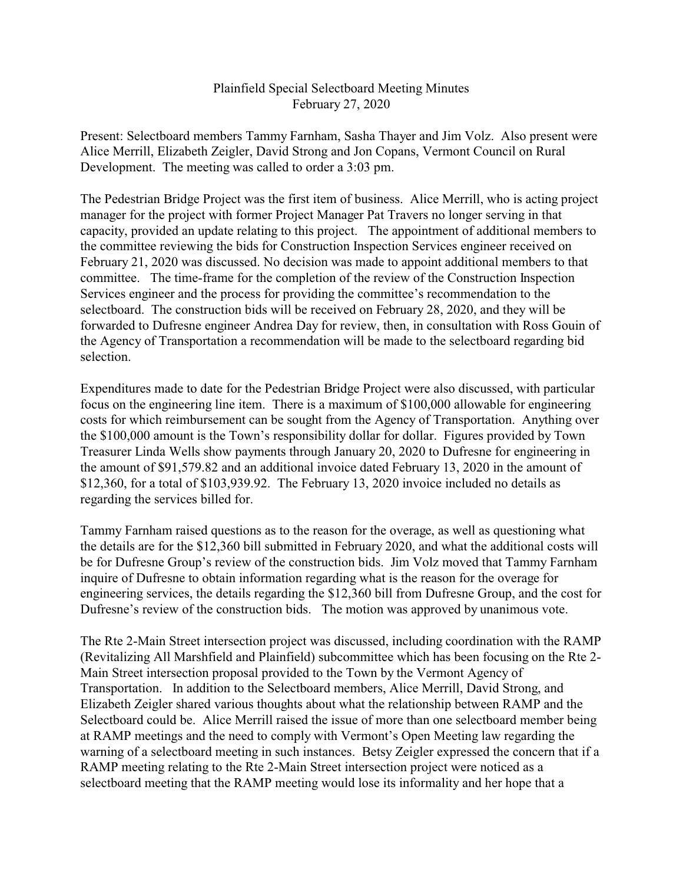Plainfield Special Selectboard Meeting Minutes
February 27, 2020

Present: Selectboard members Tammy Farnham, Sasha Thayer and Jim Volz. Also present were Alice Merrill, Elizabeth Zeigler, David Strong and Jon Copans, Vermont Council on Rural Development. The meeting was called to order a 3:03 pm.

The Pedestrian Bridge Project was the first item of business. Alice Merrill, who is acting project manager for the project with former Project Manager Pat Travers no longer serving in that capacity, provided an update relating to this project. The appointment of additional members to the committee reviewing the bids for Construction Inspection Services engineer received on February 21, 2020 was discussed. No decision was made to appoint additional members to that committee. The time-frame for the completion of the review of the Construction Inspection Services engineer and the process for providing the committee's recommendation to the selectboard. The construction bids will be received on February 28, 2020, and they will be forwarded to Dufresne engineer Andrea Day for review, then, in consultation with Ross Gouin of the Agency of Transportation a recommendation will be made to the selectboard regarding bid selection.

Expenditures made to date for the Pedestrian Bridge Project were also discussed, with particular focus on the engineering line item. There is a maximum of $100,000 allowable for engineering costs for which reimbursement can be sought from the Agency of Transportation. Anything over the $100,000 amount is the Town's responsibility dollar for dollar. Figures provided by Town Treasurer Linda Wells show payments through January 20, 2020 to Dufresne for engineering in the amount of $91,579.82 and an additional invoice dated February 13, 2020 in the amount of $12,360, for a total of $103,939.92. The February 13, 2020 invoice included no details as regarding the services billed for.

Tammy Farnham raised questions as to the reason for the overage, as well as questioning what the details are for the $12,360 bill submitted in February 2020, and what the additional costs will be for Dufresne Group's review of the construction bids. Jim Volz moved that Tammy Farnham inquire of Dufresne to obtain information regarding what is the reason for the overage for engineering services, the details regarding the $12,360 bill from Dufresne Group, and the cost for Dufresne's review of the construction bids. The motion was approved by unanimous vote.

The Rte 2-Main Street intersection project was discussed, including coordination with the RAMP (Revitalizing All Marshfield and Plainfield) subcommittee which has been focusing on the Rte 2-Main Street intersection proposal provided to the Town by the Vermont Agency of Transportation. In addition to the Selectboard members, Alice Merrill, David Strong, and Elizabeth Zeigler shared various thoughts about what the relationship between RAMP and the Selectboard could be. Alice Merrill raised the issue of more than one selectboard member being at RAMP meetings and the need to comply with Vermont's Open Meeting law regarding the warning of a selectboard meeting in such instances. Betsy Zeigler expressed the concern that if a RAMP meeting relating to the Rte 2-Main Street intersection project were noticed as a selectboard meeting that the RAMP meeting would lose its informality and her hope that a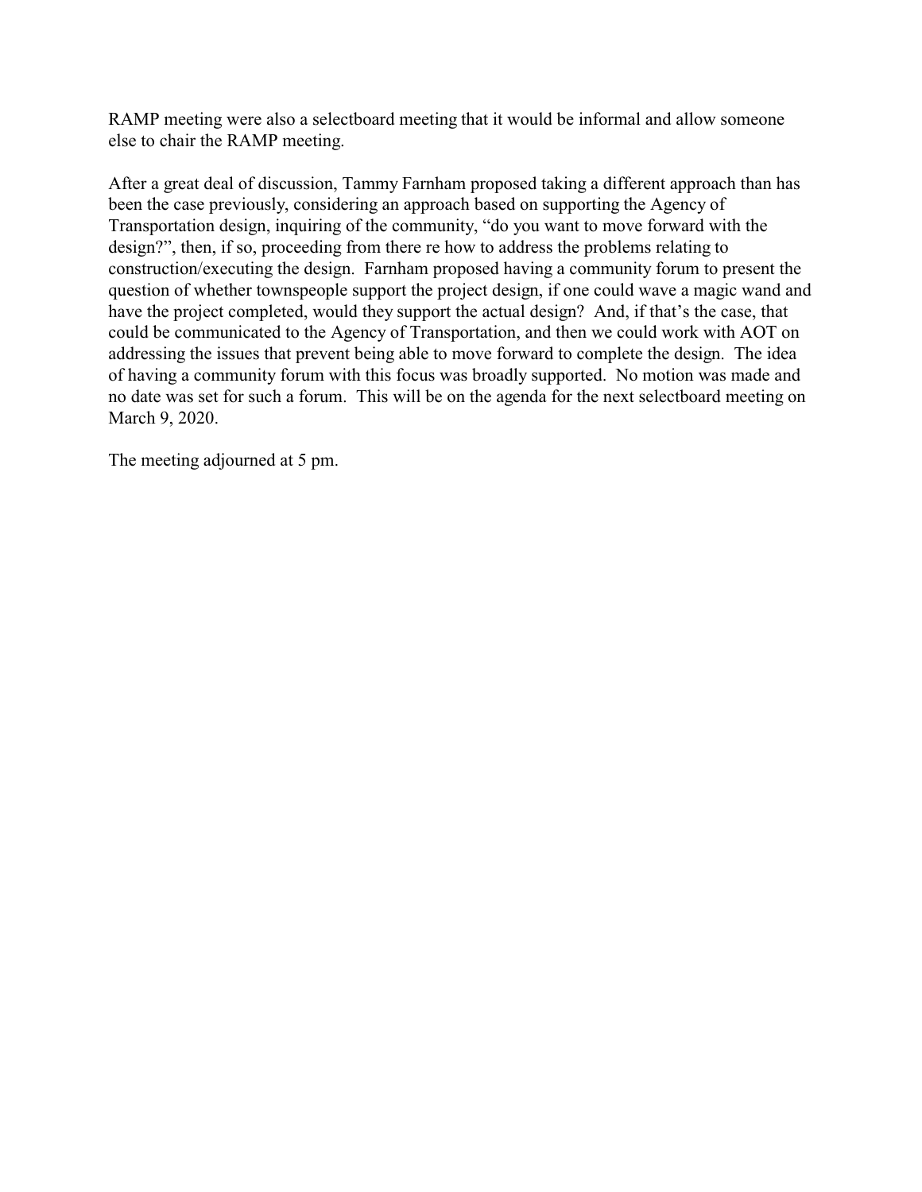RAMP meeting were also a selectboard meeting that it would be informal and allow someone else to chair the RAMP meeting.

After a great deal of discussion, Tammy Farnham proposed taking a different approach than has been the case previously, considering an approach based on supporting the Agency of Transportation design, inquiring of the community, "do you want to move forward with the design?", then, if so, proceeding from there re how to address the problems relating to construction/executing the design. Farnham proposed having a community forum to present the question of whether townspeople support the project design, if one could wave a magic wand and have the project completed, would they support the actual design? And, if that's the case, that could be communicated to the Agency of Transportation, and then we could work with AOT on addressing the issues that prevent being able to move forward to complete the design. The idea of having a community forum with this focus was broadly supported. No motion was made and no date was set for such a forum. This will be on the agenda for the next selectboard meeting on March 9, 2020.

The meeting adjourned at 5 pm.